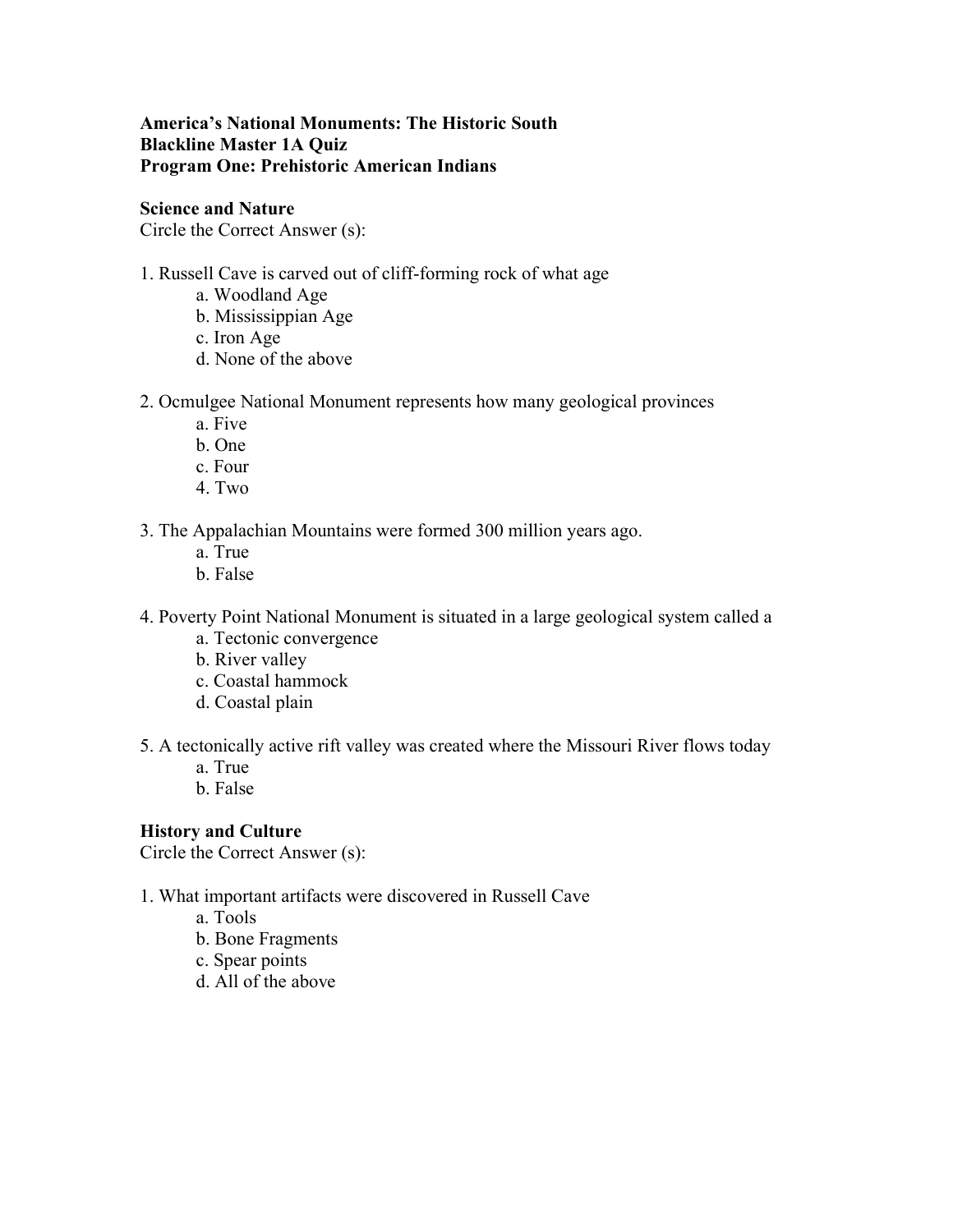**America's National Monuments: The Historic South**
**Blackline Master 1A Quiz**
**Program One: Prehistoric American Indians**

**Science and Nature**
Circle the Correct Answer (s):

1. Russell Cave is carved out of cliff-forming rock of what age
    a. Woodland Age
    b. Mississippian Age
    c. Iron Age
    d. None of the above

2. Ocmulgee National Monument represents how many geological provinces
    a. Five
    b. One
    c. Four
    4. Two

3. The Appalachian Mountains were formed 300 million years ago.
    a. True
    b. False

4. Poverty Point National Monument is situated in a large geological system called a
    a. Tectonic convergence
    b. River valley
    c. Coastal hammock
    d. Coastal plain

5. A tectonically active rift valley was created where the Missouri River flows today
    a. True
    b. False

**History and Culture**
Circle the Correct Answer (s):

1. What important artifacts were discovered in Russell Cave
    a. Tools
    b. Bone Fragments
    c. Spear points
    d. All of the above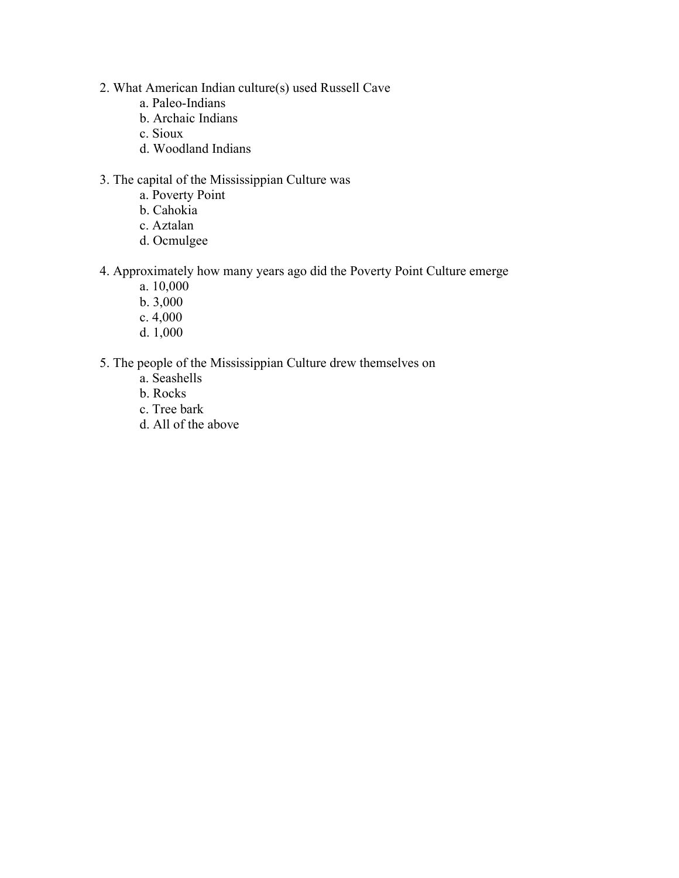2. What American Indian culture(s) used Russell Cave
    - a. Paleo-Indians
    - b. Archaic Indians
    - c. Sioux
    - d. Woodland Indians

3. The capital of the Mississippian Culture was
    - a. Poverty Point
    - b. Cahokia
    - c. Aztalan
    - d. Ocmulgee

4. Approximately how many years ago did the Poverty Point Culture emerge
    - a. 10,000
    - b. 3,000
    - c. 4,000
    - d. 1,000

5. The people of the Mississippian Culture drew themselves on
    - a. Seashells
    - b. Rocks
    - c. Tree bark
    - d. All of the above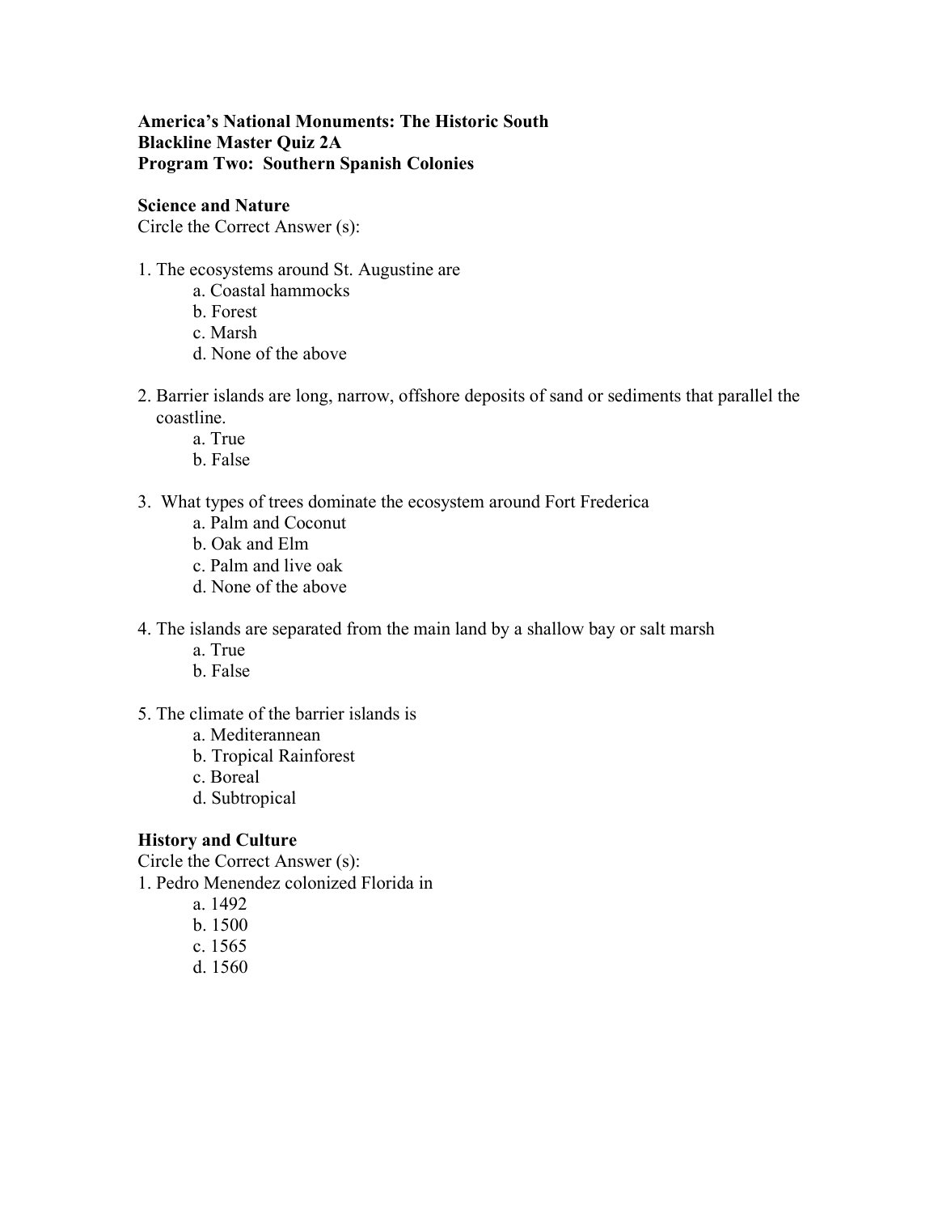**America's National Monuments: The Historic South**
**Blackline Master Quiz 2A**
**Program Two: Southern Spanish Colonies**

**Science and Nature**
Circle the Correct Answer (s):

1. The ecosystems around St. Augustine are
   a. Coastal hammocks
   b. Forest
   c. Marsh
   d. None of the above

2. Barrier islands are long, narrow, offshore deposits of sand or sediments that parallel the coastline.
   a. True
   b. False

3. What types of trees dominate the ecosystem around Fort Frederica
   a. Palm and Coconut
   b. Oak and Elm
   c. Palm and live oak
   d. None of the above

4. The islands are separated from the main land by a shallow bay or salt marsh
   a. True
   b. False

5. The climate of the barrier islands is
   a. Mediterannean
   b. Tropical Rainforest
   c. Boreal
   d. Subtropical

**History and Culture**
Circle the Correct Answer (s):

1. Pedro Menendez colonized Florida in
   a. 1492
   b. 1500
   c. 1565
   d. 1560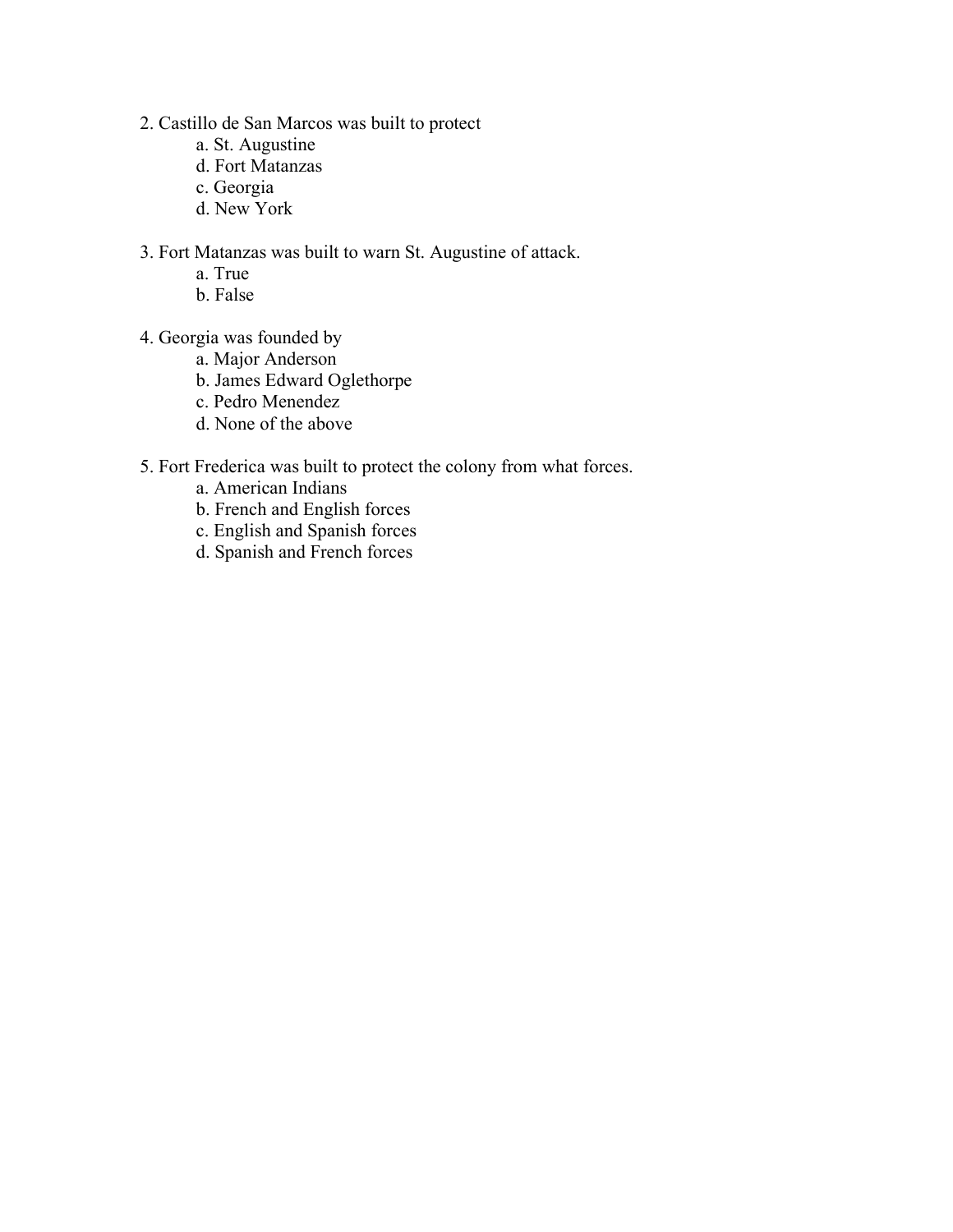2. Castillo de San Marcos was built to protect

   a. St. Augustine
   d. Fort Matanzas
   c. Georgia
   d. New York

3. Fort Matanzas was built to warn St. Augustine of attack.

   a. True
   b. False

4. Georgia was founded by

   a. Major Anderson
   b. James Edward Oglethorpe
   c. Pedro Menendez
   d. None of the above

5. Fort Frederica was built to protect the colony from what forces.

   a. American Indians
   b. French and English forces
   c. English and Spanish forces
   d. Spanish and French forces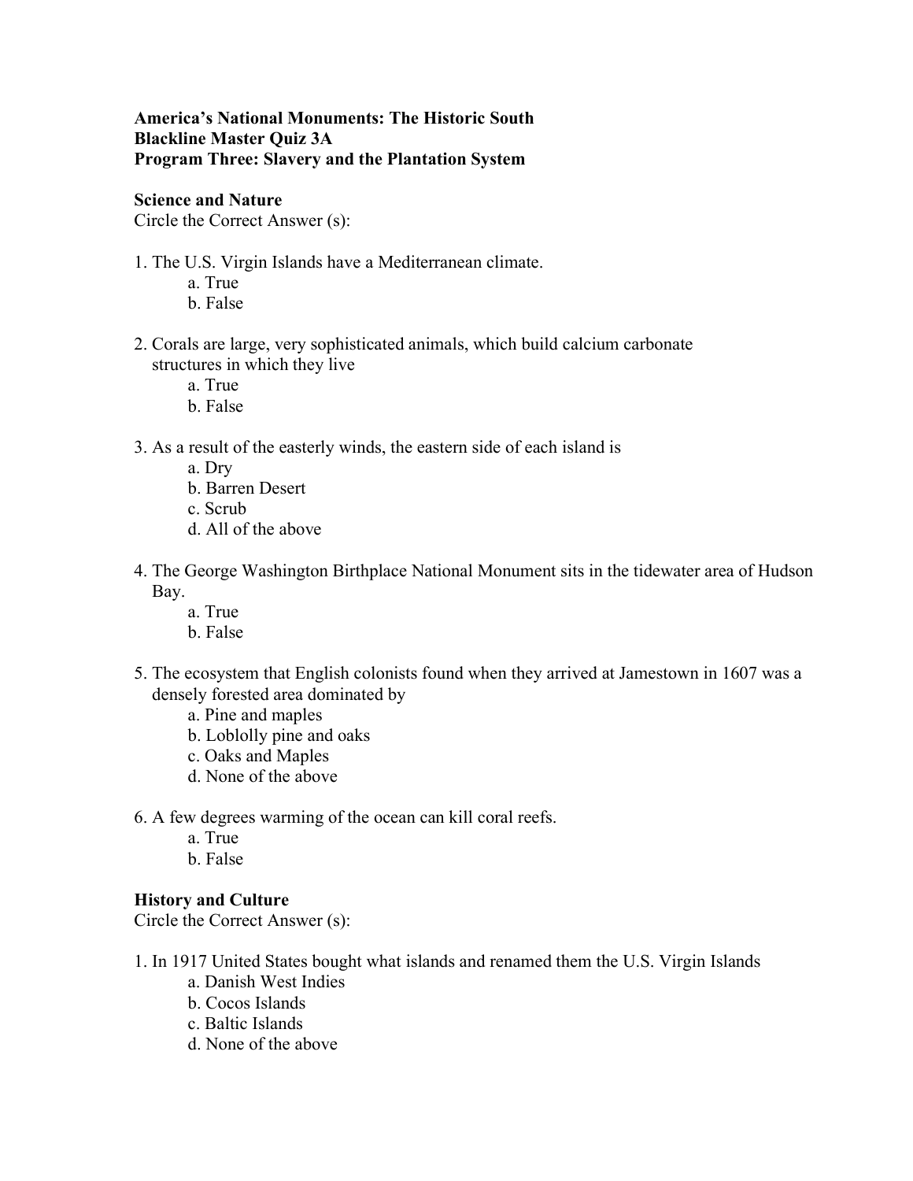**America's National Monuments: The Historic South**
**Blackline Master Quiz 3A**
**Program Three: Slavery and the Plantation System**

**Science and Nature**
Circle the Correct Answer (s):

1. The U.S. Virgin Islands have a Mediterranean climate.
   a. True
   b. False

2. Corals are large, very sophisticated animals, which build calcium carbonate structures in which they live
   a. True
   b. False

3. As a result of the easterly winds, the eastern side of each island is
   a. Dry
   b. Barren Desert
   c. Scrub
   d. All of the above

4. The George Washington Birthplace National Monument sits in the tidewater area of Hudson Bay.
   a. True
   b. False

5. The ecosystem that English colonists found when they arrived at Jamestown in 1607 was a densely forested area dominated by
   a. Pine and maples
   b. Loblolly pine and oaks
   c. Oaks and Maples
   d. None of the above

6. A few degrees warming of the ocean can kill coral reefs.
   a. True
   b. False

**History and Culture**
Circle the Correct Answer (s):

1. In 1917 United States bought what islands and renamed them the U.S. Virgin Islands
   a. Danish West Indies
   b. Cocos Islands
   c. Baltic Islands
   d. None of the above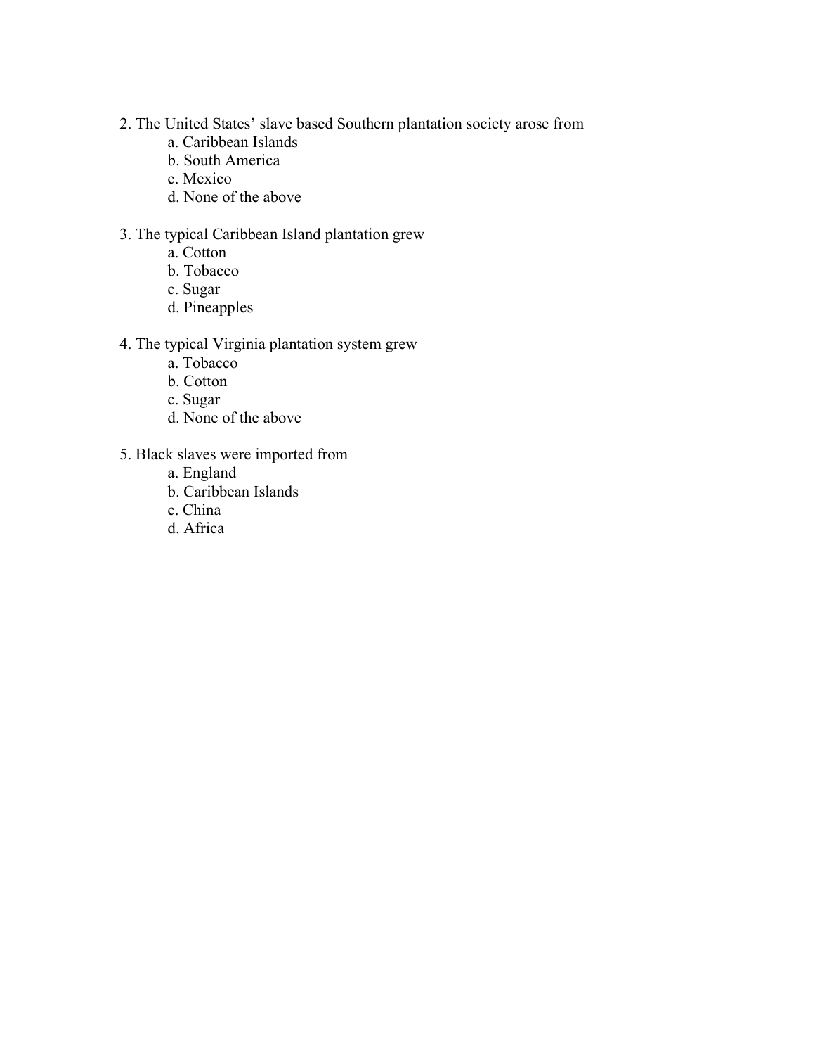2. The United States' slave based Southern plantation society arose from
    a. Caribbean Islands
    b. South America
    c. Mexico
    d. None of the above

3. The typical Caribbean Island plantation grew
    a. Cotton
    b. Tobacco
    c. Sugar
    d. Pineapples

4. The typical Virginia plantation system grew
    a. Tobacco
    b. Cotton
    c. Sugar
    d. None of the above

5. Black slaves were imported from
    a. England
    b. Caribbean Islands
    c. China
    d. Africa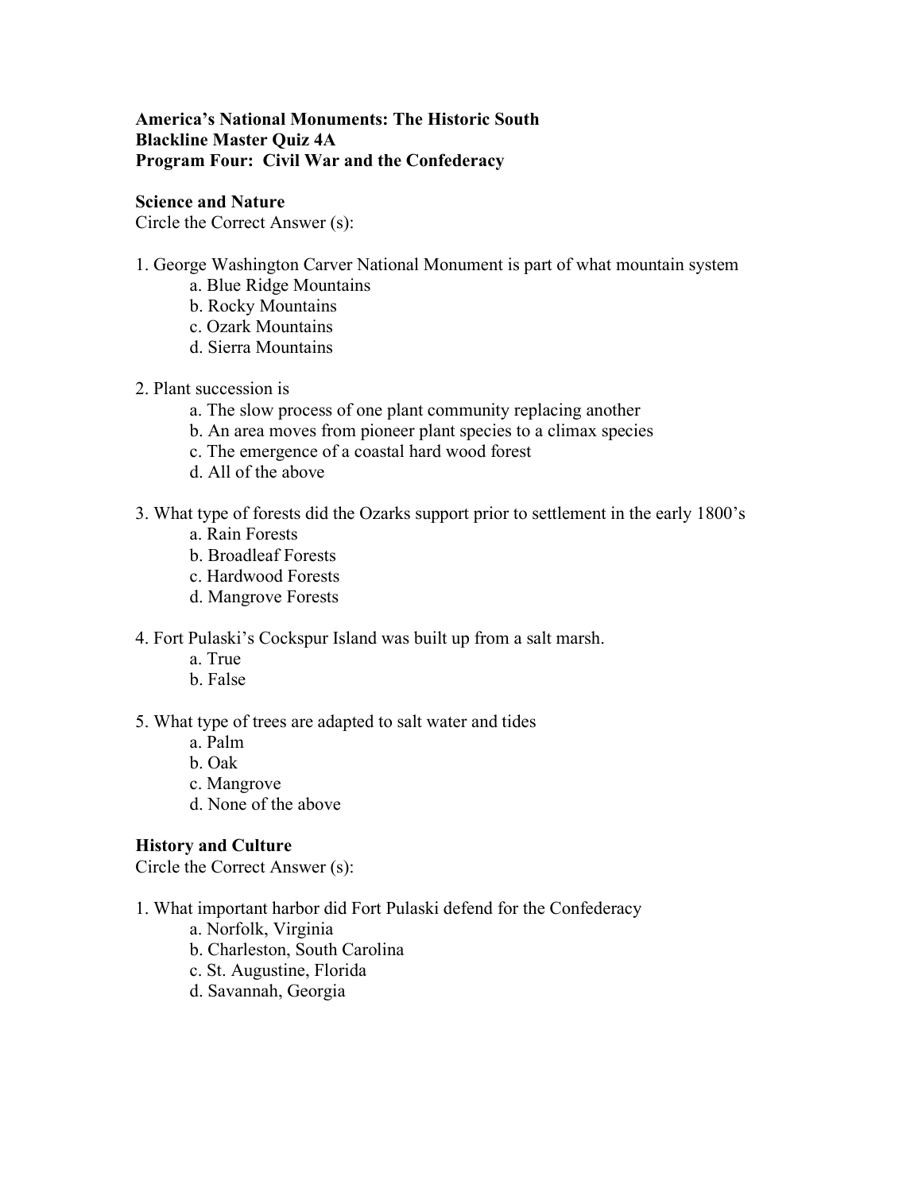**America's National Monuments: The Historic South**
**Blackline Master Quiz 4A**
**Program Four: Civil War and the Confederacy**

**Science and Nature**
Circle the Correct Answer (s):

1. George Washington Carver National Monument is part of what mountain system
   - a. Blue Ridge Mountains
   - b. Rocky Mountains
   - c. Ozark Mountains
   - d. Sierra Mountains

2. Plant succession is
   - a. The slow process of one plant community replacing another
   - b. An area moves from pioneer plant species to a climax species
   - c. The emergence of a coastal hard wood forest
   - d. All of the above

3. What type of forests did the Ozarks support prior to settlement in the early 1800's
   - a. Rain Forests
   - b. Broadleaf Forests
   - c. Hardwood Forests
   - d. Mangrove Forests

4. Fort Pulaski's Cockspur Island was built up from a salt marsh.
   - a. True
   - b. False

5. What type of trees are adapted to salt water and tides
   - a. Palm
   - b. Oak
   - c. Mangrove
   - d. None of the above

**History and Culture**
Circle the Correct Answer (s):

1. What important harbor did Fort Pulaski defend for the Confederacy
   - a. Norfolk, Virginia
   - b. Charleston, South Carolina
   - c. St. Augustine, Florida
   - d. Savannah, Georgia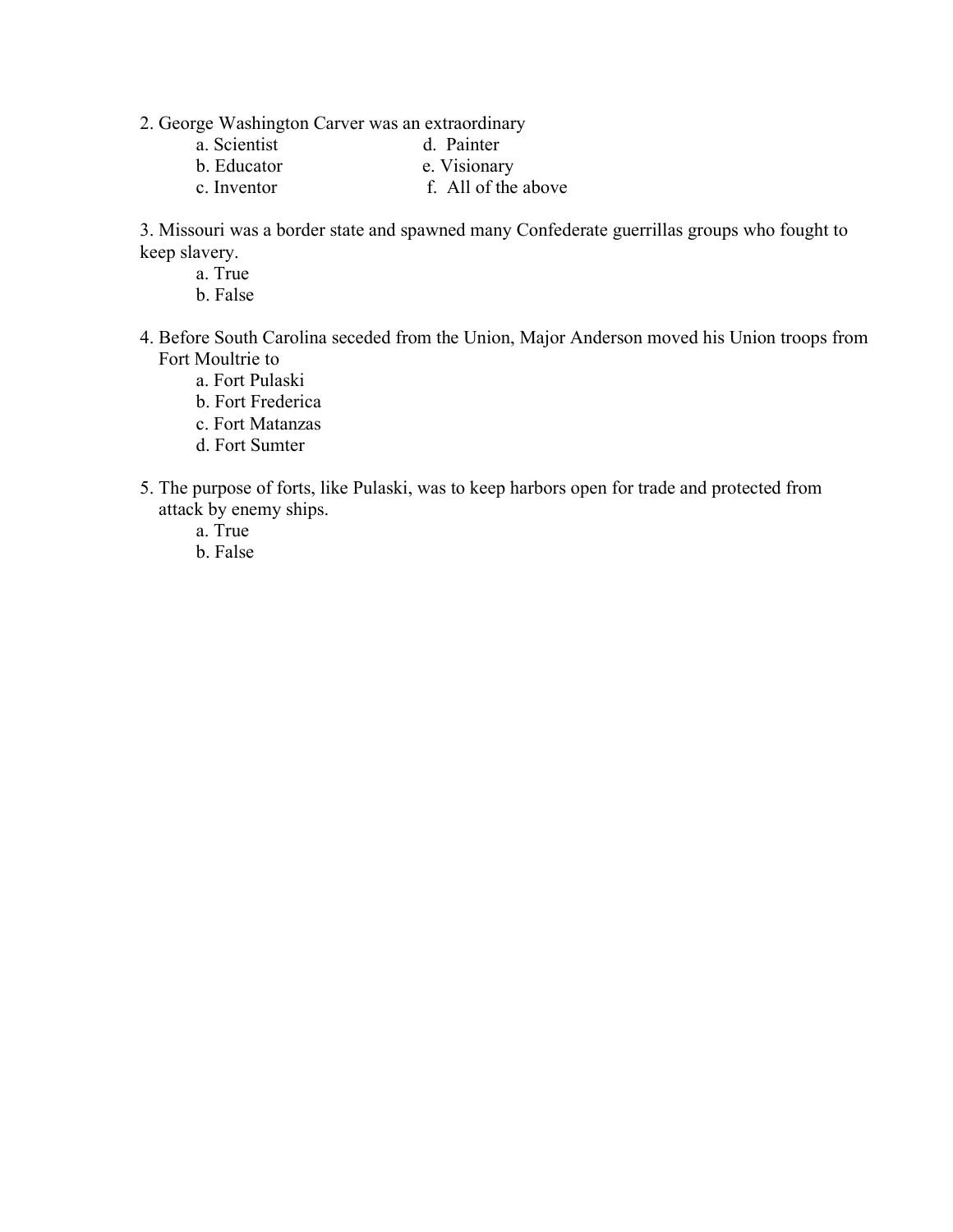2. George Washington Carver was an extraordinary
   - a. Scientist
   - b. Educator
   - c. Inventor
   - d. Painter
   - e. Visionary
   - f. All of the above

3. Missouri was a border state and spawned many Confederate guerrillas groups who fought to keep slavery.
   - a. True
   - b. False

4. Before South Carolina seceded from the Union, Major Anderson moved his Union troops from Fort Moultrie to
   - a. Fort Pulaski
   - b. Fort Frederica
   - c. Fort Matanzas
   - d. Fort Sumter

5. The purpose of forts, like Pulaski, was to keep harbors open for trade and protected from attack by enemy ships.
   - a. True
   - b. False